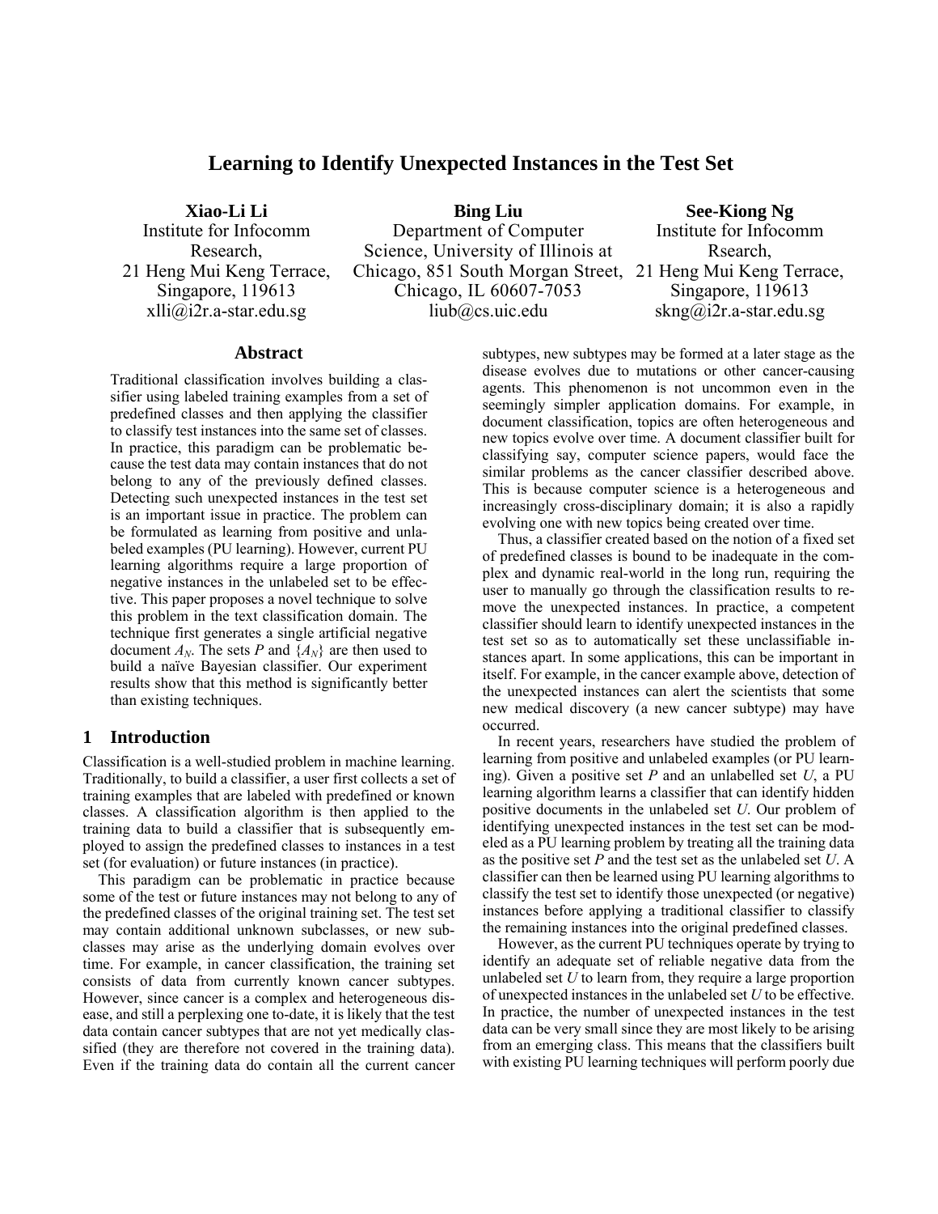# Learning to Identify Unexpected Instances in the Test Set

**Xiao-Li Li**
Institute for Infocomm Research,
21 Heng Mui Keng Terrace,
Singapore, 119613
xlli@i2r.a-star.edu.sg

**Bing Liu**
Department of Computer Science, University of Illinois at Chicago, 851 South Morgan Street,
Chicago, IL 60607-7053
liub@cs.uic.edu

**See-Kiong Ng**
Institute for Infocomm Rsearch,
21 Heng Mui Keng Terrace,
Singapore, 119613
skng@i2r.a-star.edu.sg

## Abstract

Traditional classification involves building a classifier using labeled training examples from a set of predefined classes and then applying the classifier to classify test instances into the same set of classes. In practice, this paradigm can be problematic because the test data may contain instances that do not belong to any of the previously defined classes. Detecting such unexpected instances in the test set is an important issue in practice. The problem can be formulated as learning from positive and unlabeled examples (PU learning). However, current PU learning algorithms require a large proportion of negative instances in the unlabeled set to be effective. This paper proposes a novel technique to solve this problem in the text classification domain. The technique first generates a single artificial negative document $A_N$. The sets $P$ and $\{A_N\}$ are then used to build a naïve Bayesian classifier. Our experiment results show that this method is significantly better than existing techniques.

## 1 Introduction

Classification is a well-studied problem in machine learning. Traditionally, to build a classifier, a user first collects a set of training examples that are labeled with predefined or known classes. A classification algorithm is then applied to the training data to build a classifier that is subsequently employed to assign the predefined classes to instances in a test set (for evaluation) or future instances (in practice).

This paradigm can be problematic in practice because some of the test or future instances may not belong to any of the predefined classes of the original training set. The test set may contain additional unknown subclasses, or new subclasses may arise as the underlying domain evolves over time. For example, in cancer classification, the training set consists of data from currently known cancer subtypes. However, since cancer is a complex and heterogeneous disease, and still a perplexing one to-date, it is likely that the test data contain cancer subtypes that are not yet medically classified (they are therefore not covered in the training data). Even if the training data do contain all the current cancer subtypes, new subtypes may be formed at a later stage as the disease evolves due to mutations or other cancer-causing agents. This phenomenon is not uncommon even in the seemingly simpler application domains. For example, in document classification, topics are often heterogeneous and new topics evolve over time. A document classifier built for classifying say, computer science papers, would face the similar problems as the cancer classifier described above. This is because computer science is a heterogeneous and increasingly cross-disciplinary domain; it is also a rapidly evolving one with new topics being created over time.

Thus, a classifier created based on the notion of a fixed set of predefined classes is bound to be inadequate in the complex and dynamic real-world in the long run, requiring the user to manually go through the classification results to remove the unexpected instances. In practice, a competent classifier should learn to identify unexpected instances in the test set so as to automatically set these unclassifiable instances apart. In some applications, this can be important in itself. For example, in the cancer example above, detection of the unexpected instances can alert the scientists that some new medical discovery (a new cancer subtype) may have occurred.

In recent years, researchers have studied the problem of learning from positive and unlabeled examples (or PU learning). Given a positive set $P$ and an unlabelled set $U$, a PU learning algorithm learns a classifier that can identify hidden positive documents in the unlabeled set $U$. Our problem of identifying unexpected instances in the test set can be modeled as a PU learning problem by treating all the training data as the positive set $P$ and the test set as the unlabeled set $U$. A classifier can then be learned using PU learning algorithms to classify the test set to identify those unexpected (or negative) instances before applying a traditional classifier to classify the remaining instances into the original predefined classes.

However, as the current PU techniques operate by trying to identify an adequate set of reliable negative data from the unlabeled set $U$ to learn from, they require a large proportion of unexpected instances in the unlabeled set $U$ to be effective. In practice, the number of unexpected instances in the test data can be very small since they are most likely to be arising from an emerging class. This means that the classifiers built with existing PU learning techniques will perform poorly due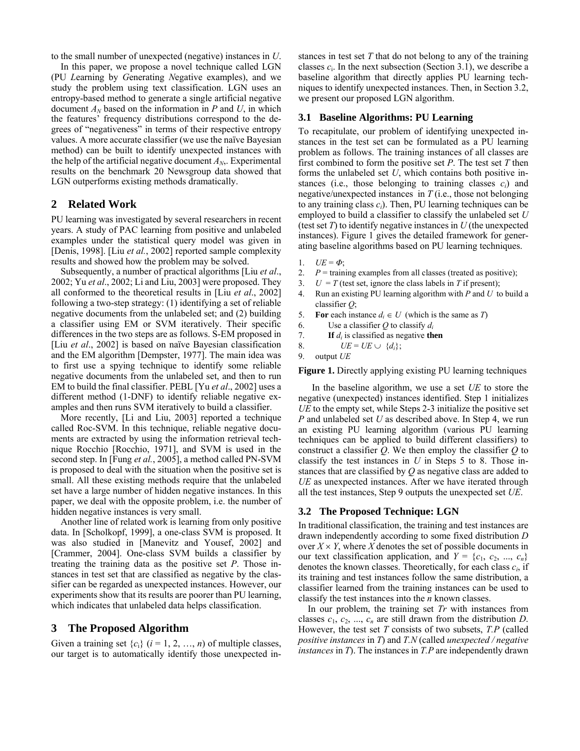to the small number of unexpected (negative) instances in *U*.

In this paper, we propose a novel technique called LGN (PU *L*earning by *G*enerating *N*egative examples), and we study the problem using text classification. LGN uses an entropy-based method to generate a single artificial negative document $A_N$ based on the information in *P* and *U*, in which the features' frequency distributions correspond to the degrees of "negativeness" in terms of their respective entropy values. A more accurate classifier (we use the naïve Bayesian method) can be built to identify unexpected instances with the help of the artificial negative document $A_N$. Experimental results on the benchmark 20 Newsgroup data showed that LGN outperforms existing methods dramatically.

## 2 Related Work

PU learning was investigated by several researchers in recent years. A study of PAC learning from positive and unlabeled examples under the statistical query model was given in [Denis, 1998]. [Liu *et al.*, 2002] reported sample complexity results and showed how the problem may be solved.

Subsequently, a number of practical algorithms [Liu *et al*., 2002; Yu *et al*., 2002; Li and Liu, 2003] were proposed. They all conformed to the theoretical results in [Liu *et al*., 2002] following a two-step strategy: (1) identifying a set of reliable negative documents from the unlabeled set; and (2) building a classifier using EM or SVM iteratively. Their specific differences in the two steps are as follows. S-EM proposed in [Liu *et al*., 2002] is based on naïve Bayesian classification and the EM algorithm [Dempster, 1977]. The main idea was to first use a spying technique to identify some reliable negative documents from the unlabeled set, and then to run EM to build the final classifier. PEBL [Yu *et al*., 2002] uses a different method (1-DNF) to identify reliable negative examples and then runs SVM iteratively to build a classifier.

More recently, [Li and Liu, 2003] reported a technique called Roc-SVM. In this technique, reliable negative documents are extracted by using the information retrieval technique Rocchio [Rocchio, 1971], and SVM is used in the second step. In [Fung *et al.*, 2005], a method called PN-SVM is proposed to deal with the situation when the positive set is small. All these existing methods require that the unlabeled set have a large number of hidden negative instances. In this paper, we deal with the opposite problem, i.e. the number of hidden negative instances is very small.

Another line of related work is learning from only positive data. In [Scholkopf, 1999], a one-class SVM is proposed. It was also studied in [Manevitz and Yousef, 2002] and [Crammer, 2004]. One-class SVM builds a classifier by treating the training data as the positive set *P*. Those instances in test set that are classified as negative by the classifier can be regarded as unexpected instances. However, our experiments show that its results are poorer than PU learning, which indicates that unlabeled data helps classification.

## 3 The Proposed Algorithm

Given a training set $\{c_i\}$ ($i = 1, 2, \ldots, n$) of multiple classes, our target is to automatically identify those unexpected instances in test set *T* that do not belong to any of the training classes $c_i$. In the next subsection (Section 3.1), we describe a baseline algorithm that directly applies PU learning techniques to identify unexpected instances. Then, in Section 3.2, we present our proposed LGN algorithm.

### 3.1 Baseline Algorithms: PU Learning

To recapitulate, our problem of identifying unexpected instances in the test set can be formulated as a PU learning problem as follows. The training instances of all classes are first combined to form the positive set *P*. The test set *T* then forms the unlabeled set *U*, which contains both positive instances (i.e., those belonging to training classes $c_i$) and negative/unexpected instances in *T* (i.e., those not belonging to any training class $c_i$). Then, PU learning techniques can be employed to build a classifier to classify the unlabeled set *U* (test set *T*) to identify negative instances in *U* (the unexpected instances). Figure 1 gives the detailed framework for generating baseline algorithms based on PU learning techniques.

1. $UE = \Phi$;
2. $P$ = training examples from all classes (treated as positive);
3. $U = T$ (test set, ignore the class labels in $T$ if present);
4. Run an existing PU learning algorithm with $P$ and $U$ to build a classifier $Q$;
5. **For** each instance $d_i \in U$ (which is the same as $T$)
6. Use a classifier $Q$ to classify $d_i$
7. **If** $d_i$ is classified as negative **then**
8. $UE = UE \cup \{d_i\}$;
9. output $UE$

**Figure 1.** Directly applying existing PU learning techniques

In the baseline algorithm, we use a set *UE* to store the negative (unexpected) instances identified. Step 1 initializes *UE* to the empty set, while Steps 2-3 initialize the positive set *P* and unlabeled set *U* as described above. In Step 4, we run an existing PU learning algorithm (various PU learning techniques can be applied to build different classifiers) to construct a classifier *Q*. We then employ the classifier *Q* to classify the test instances in *U* in Steps 5 to 8. Those instances that are classified by *Q* as negative class are added to *UE* as unexpected instances. After we have iterated through all the test instances, Step 9 outputs the unexpected set *UE*.

### 3.2 The Proposed Technique: LGN

In traditional classification, the training and test instances are drawn independently according to some fixed distribution *D* over $X \times Y$, where *X* denotes the set of possible documents in our text classification application, and $Y = \{c_1, c_2, \ldots, c_n\}$ denotes the known classes. Theoretically, for each class $c_i$, if its training and test instances follow the same distribution, a classifier learned from the training instances can be used to classify the test instances into the *n* known classes.

In our problem, the training set *Tr* with instances from classes $c_1, c_2, \ldots, c_n$ are still drawn from the distribution *D*. However, the test set *T* consists of two subsets, *T.P* (called *positive instances* in *T*) and *T.N* (called *unexpected / negative instances* in *T*). The instances in *T.P* are independently drawn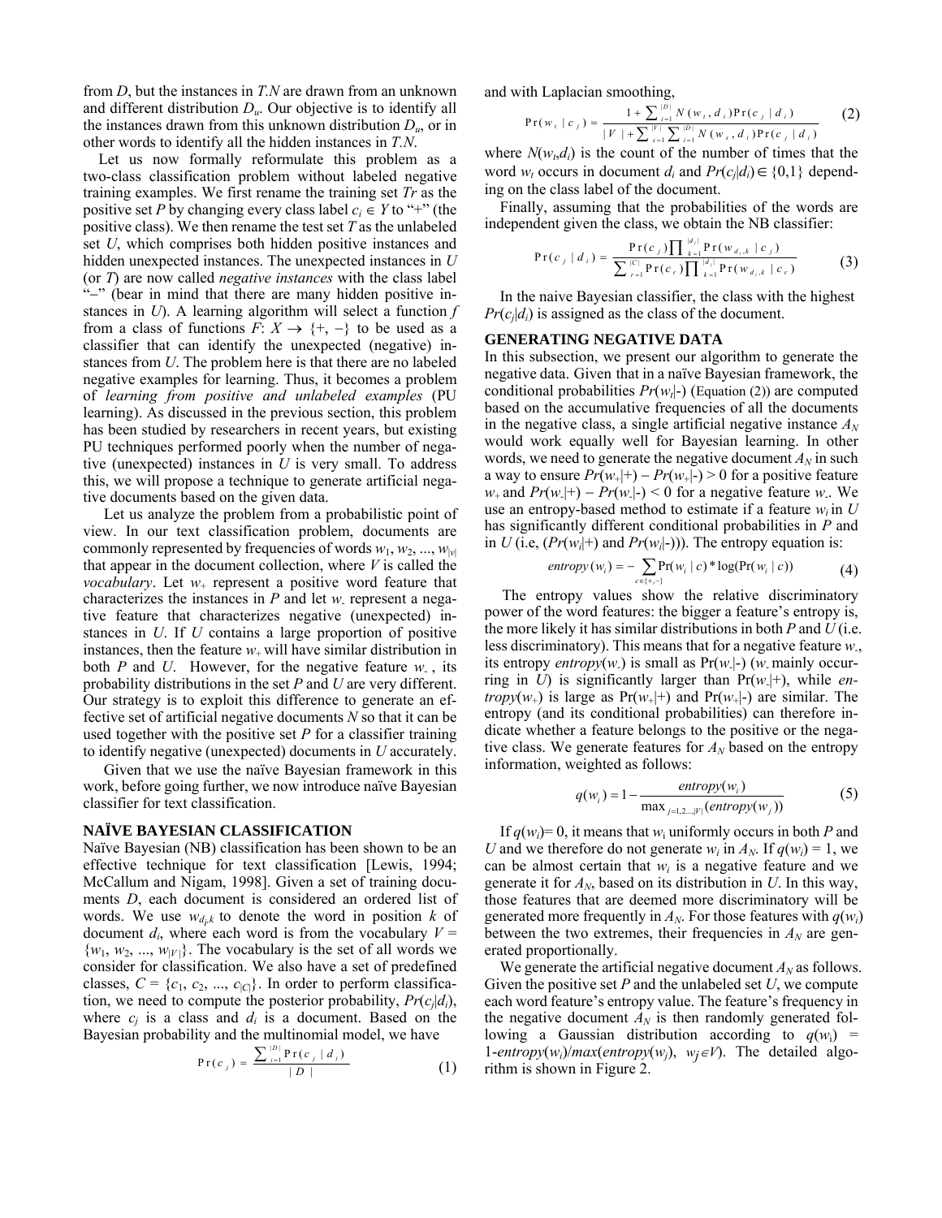from $D$, but the instances in $T.N$ are drawn from an unknown and different distribution $D_u$. Our objective is to identify all the instances drawn from this unknown distribution $D_u$, or in other words to identify all the hidden instances in $T.N$.

Let us now formally reformulate this problem as a two-class classification problem without labeled negative training examples. We first rename the training set $Tr$ as the positive set $P$ by changing every class label $c_i \in Y$ to "+" (the positive class). We then rename the test set $T$ as the unlabeled set $U$, which comprises both hidden positive instances and hidden unexpected instances. The unexpected instances in $U$ (or $T$) are now called *negative instances* with the class label "−" (bear in mind that there are many hidden positive instances in $U$). A learning algorithm will select a function $f$ from a class of functions $F$: $X \rightarrow \{+, -\}$ to be used as a classifier that can identify the unexpected (negative) instances from $U$. The problem here is that there are no labeled negative examples for learning. Thus, it becomes a problem of *learning from positive and unlabeled examples* (PU learning). As discussed in the previous section, this problem has been studied by researchers in recent years, but existing PU techniques performed poorly when the number of negative (unexpected) instances in $U$ is very small. To address this, we will propose a technique to generate artificial negative documents based on the given data.

Let us analyze the problem from a probabilistic point of view. In our text classification problem, documents are commonly represented by frequencies of words $w_1, w_2, ..., w_{|V|}$ that appear in the document collection, where $V$ is called the *vocabulary*. Let $w_+$ represent a positive word feature that characterizes the instances in $P$ and let $w_-$ represent a negative feature that characterizes negative (unexpected) instances in $U$. If $U$ contains a large proportion of positive instances, then the feature $w_+$ will have similar distribution in both $P$ and $U$. However, for the negative feature $w_-$, its probability distributions in the set $P$ and $U$ are very different. Our strategy is to exploit this difference to generate an effective set of artificial negative documents $N$ so that it can be used together with the positive set $P$ for a classifier training to identify negative (unexpected) documents in $U$ accurately.

Given that we use the naïve Bayesian framework in this work, before going further, we now introduce naïve Bayesian classifier for text classification.

## NAÏVE BAYESIAN CLASSIFICATION

Naïve Bayesian (NB) classification has been shown to be an effective technique for text classification [Lewis, 1994; McCallum and Nigam, 1998]. Given a set of training documents $D$, each document is considered an ordered list of words. We use $w_{d_i,k}$ to denote the word in position $k$ of document $d_i$, where each word is from the vocabulary $V = \{w_1, w_2, ..., w_{|V|}\}$. The vocabulary is the set of all words we consider for classification. We also have a set of predefined classes, $C = \{c_1, c_2, ..., c_{|C|}\}$. In order to perform classification, we need to compute the posterior probability, $Pr(c_j|d_i)$, where $c_j$ is a class and $d_i$ is a document. Based on the Bayesian probability and the multinomial model, we have

$$\Pr(c_j) = \frac{\sum_{i=1}^{|D|} \Pr(c_j \mid d_i)}{|D|} \tag{1}$$

and with Laplacian smoothing,

$$\Pr(w_t \mid c_j) = \frac{1 + \sum_{i=1}^{|D|} N(w_t, d_i) \Pr(c_j \mid d_i)}{|V| + \sum_{s=1}^{|V|} \sum_{i=1}^{|D|} N(w_s, d_i) \Pr(c_j \mid d_i)} \tag{2}$$

where $N(w_t, d_i)$ is the count of the number of times that the word $w_t$ occurs in document $d_i$ and $Pr(c_j|d_i) \in \{0,1\}$ depending on the class label of the document.

Finally, assuming that the probabilities of the words are independent given the class, we obtain the NB classifier:

$$\Pr(c_j \mid d_i) = \frac{\Pr(c_j) \prod_{k=1}^{|d_i|} \Pr(w_{d_i,k} \mid c_j)}{\sum_{r=1}^{|C|} \Pr(c_r) \prod_{k=1}^{|d_i|} \Pr(w_{d_i,k} \mid c_r)} \tag{3}$$

In the naive Bayesian classifier, the class with the highest $Pr(c_j|d_i)$ is assigned as the class of the document.

## GENERATING NEGATIVE DATA

In this subsection, we present our algorithm to generate the negative data. Given that in a naïve Bayesian framework, the conditional probabilities $Pr(w_t|-)$ (Equation (2)) are computed based on the accumulative frequencies of all the documents in the negative class, a single artificial negative instance $A_N$ would work equally well for Bayesian learning. In other words, we need to generate the negative document $A_N$ in such a way to ensure $Pr(w_+|+) - Pr(w_+|-) > 0$ for a positive feature $w_+$ and $Pr(w_-|+) - Pr(w_-|-) < 0$ for a negative feature $w_-$. We use an entropy-based method to estimate if a feature $w_i$ in $U$ has significantly different conditional probabilities in $P$ and in $U$ (i.e, ($Pr(w_i|+)$ and $Pr(w_i|-)$)). The entropy equation is:

$$entropy(w_i) = -\sum_{c \in \{+,-\}} \Pr(w_i \mid c) * \log(\Pr(w_i \mid c)) \tag{4}$$

The entropy values show the relative discriminatory power of the word features: the bigger a feature's entropy is, the more likely it has similar distributions in both $P$ and $U$ (i.e. less discriminatory). This means that for a negative feature $w_-$, its entropy $entropy(w_-)$ is small as $\Pr(w_-|-)$ ($w_-$ mainly occurring in $U$) is significantly larger than $\Pr(w_-|+)$, while $entropy(w_+)$ is large as $\Pr(w_+|+)$ and $\Pr(w_+|-)$ are similar. The entropy (and its conditional probabilities) can therefore indicate whether a feature belongs to the positive or the negative class. We generate features for $A_N$ based on the entropy information, weighted as follows:

$$q(w_i) = 1 - \frac{entropy(w_i)}{\max_{j=1,2,...,|V|}(entropy(w_j))} \tag{5}$$

If $q(w_i)= 0$, it means that $w_i$ uniformly occurs in both $P$ and $U$ and we therefore do not generate $w_i$ in $A_N$. If $q(w_i) = 1$, we can be almost certain that $w_i$ is a negative feature and we generate it for $A_N$, based on its distribution in $U$. In this way, those features that are deemed more discriminatory will be generated more frequently in $A_N$. For those features with $q(w_i)$ between the two extremes, their frequencies in $A_N$ are generated proportionally.

We generate the artificial negative document $A_N$ as follows. Given the positive set $P$ and the unlabeled set $U$, we compute each word feature's entropy value. The feature's frequency in the negative document $A_N$ is then randomly generated following a Gaussian distribution according to $q(w_i) = 1-entropy(w_i)/max(entropy(w_j), w_j \in V)$. The detailed algorithm is shown in Figure 2.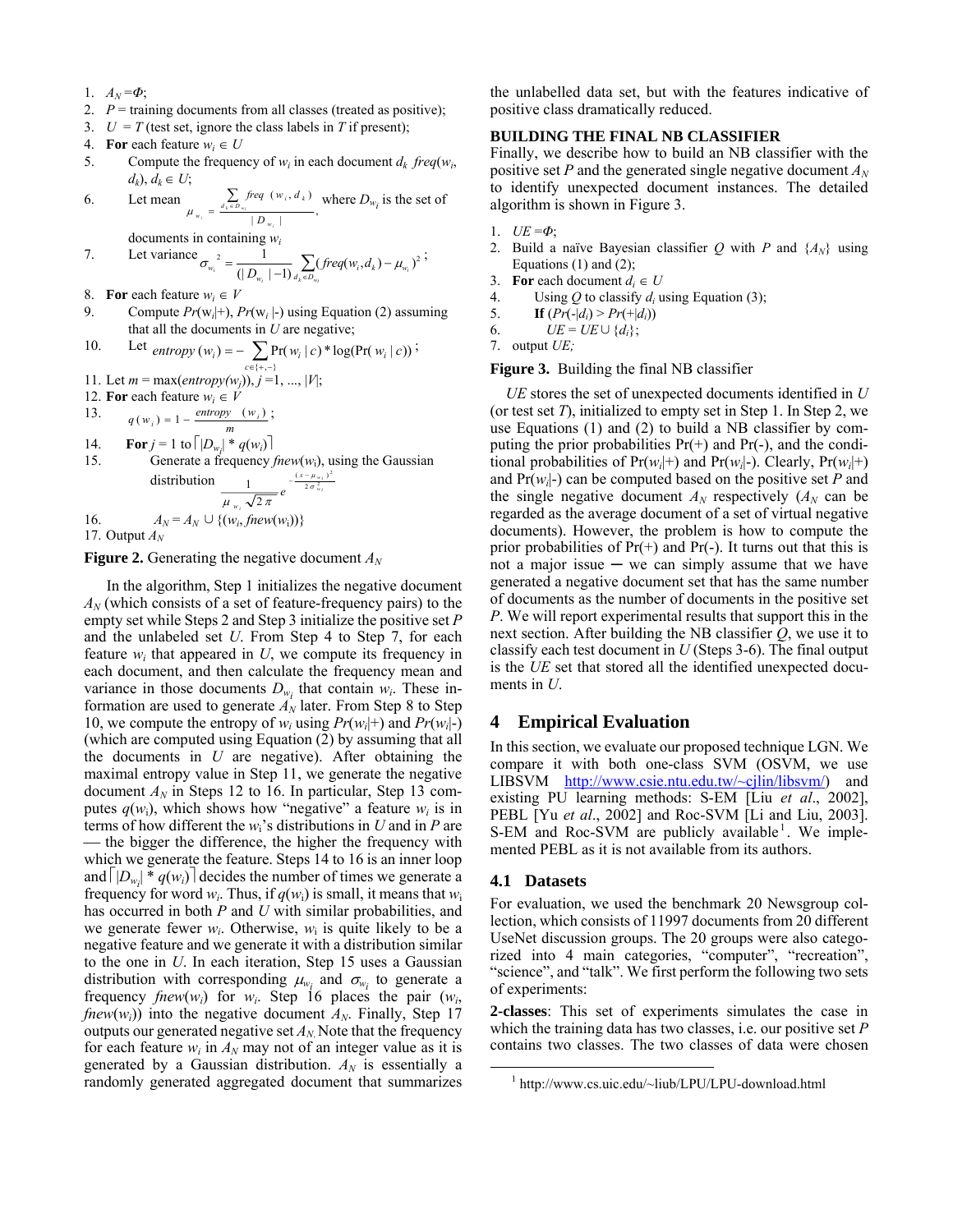1. $A_N = \Phi$;
2. $P$ = training documents from all classes (treated as positive);
3. $U = T$ (test set, ignore the class labels in $T$ if present);
4. **For** each feature $w_i \in U$
5.   Compute the frequency of $w_i$ in each document $d_k$ $freq(w_i, d_k)$, $d_k \in U$;
6.   Let mean $\mu_{w_i} = \frac{\sum_{d_k \in D_{w_i}} freq(w_i, d_k)}{|D_{w_i}|}$, where $D_{w_i}$ is the set of documents in containing $w_i$
7.   Let variance $\sigma_{w_i}^2 = \frac{1}{(|D_{w_i}|-1)} \sum_{d_k \in D_{w_i}} (freq(w_i, d_k) - \mu_{w_i})^2$;
8. **For** each feature $w_i \in V$
9.   Compute $Pr(w_i|+)$, $Pr(w_i|-)$ using Equation (2) assuming that all the documents in $U$ are negative;
10.   Let $entropy(w_i) = -\sum_{c \in \{+,-\}} \Pr(w_i | c) * \log(\Pr(w_i | c))$;
11. Let $m = \max(entropy(w_j))$, $j = 1, ..., |V|$;
12. **For** each feature $w_i \in V$
13.   $q(w_i) = 1 - \frac{entropy(w_i)}{m}$;
14.   **For** $j = 1$ to $\lceil |D_{w_i}| * q(w_i) \rceil$
15.     Generate a frequency $fnew(w_i)$, using the Gaussian distribution $\frac{1}{\mu_{w_i}\sqrt{2\pi}} e^{-\frac{(x-\mu_{w_i})^2}{2\sigma_{w_i}^2}}$
16.     $A_N = A_N \cup \{(w_i, fnew(w_i))\}$
17. Output $A_N$

**Figure 2.** Generating the negative document $A_N$

In the algorithm, Step 1 initializes the negative document $A_N$ (which consists of a set of feature-frequency pairs) to the empty set while Steps 2 and Step 3 initialize the positive set $P$ and the unlabeled set $U$. From Step 4 to Step 7, for each feature $w_i$ that appeared in $U$, we compute its frequency in each document, and then calculate the frequency mean and variance in those documents $D_{w_i}$ that contain $w_i$. These information are used to generate $A_N$ later. From Step 8 to Step 10, we compute the entropy of $w_i$ using $Pr(w_i|+)$ and $Pr(w_i|-)$ (which are computed using Equation (2) by assuming that all the documents in $U$ are negative). After obtaining the maximal entropy value in Step 11, we generate the negative document $A_N$ in Steps 12 to 16. In particular, Step 13 computes $q(w_i)$, which shows how "negative" a feature $w_i$ is in terms of how different the $w_i$'s distributions in $U$ and in $P$ are — the bigger the difference, the higher the frequency with which we generate the feature. Steps 14 to 16 is an inner loop and $\lceil |D_{w_i}| * q(w_i) \rceil$ decides the number of times we generate a frequency for word $w_i$. Thus, if $q(w_i)$ is small, it means that $w_i$ has occurred in both $P$ and $U$ with similar probabilities, and we generate fewer $w_i$. Otherwise, $w_i$ is quite likely to be a negative feature and we generate it with a distribution similar to the one in $U$. In each iteration, Step 15 uses a Gaussian distribution with corresponding $\mu_{w_i}$ and $\sigma_{w_i}$ to generate a frequency $fnew(w_i)$ for $w_i$. Step 16 places the pair ($w_i$, $fnew(w_i)$) into the negative document $A_N$. Finally, Step 17 outputs our generated negative set $A_N$. Note that the frequency for each feature $w_i$ in $A_N$ may not of an integer value as it is generated by a Gaussian distribution. $A_N$ is essentially a randomly generated aggregated document that summarizes the unlabelled data set, but with the features indicative of positive class dramatically reduced.

**BUILDING THE FINAL NB CLASSIFIER**

Finally, we describe how to build an NB classifier with the positive set $P$ and the generated single negative document $A_N$ to identify unexpected document instances. The detailed algorithm is shown in Figure 3.

1. $UE = \Phi$;
2. Build a naïve Bayesian classifier $Q$ with $P$ and $\{A_N\}$ using Equations (1) and (2);
3. **For** each document $d_i \in U$
4.   Using $Q$ to classify $d_i$ using Equation (3);
5.   **If** $(Pr(-|d_i) > Pr(+|d_i))$
6.     $UE = UE \cup \{d_i\}$;
7. output $UE$;

**Figure 3.** Building the final NB classifier

$UE$ stores the set of unexpected documents identified in $U$ (or test set $T$), initialized to empty set in Step 1. In Step 2, we use Equations (1) and (2) to build a NB classifier by computing the prior probabilities Pr(+) and Pr(-), and the conditional probabilities of $\Pr(w_i|+)$ and $\Pr(w_i|-)$. Clearly, $\Pr(w_i|+)$ and $\Pr(w_i|-)$ can be computed based on the positive set $P$ and the single negative document $A_N$ respectively ($A_N$ can be regarded as the average document of a set of virtual negative documents). However, the problem is how to compute the prior probabilities of Pr(+) and Pr(-). It turns out that this is not a major issue — we can simply assume that we have generated a negative document set that has the same number of documents as the number of documents in the positive set $P$. We will report experimental results that support this in the next section. After building the NB classifier $Q$, we use it to classify each test document in $U$ (Steps 3-6). The final output is the $UE$ set that stored all the identified unexpected documents in $U$.

## 4 Empirical Evaluation

In this section, we evaluate our proposed technique LGN. We compare it with both one-class SVM (OSVM, we use LIBSVM http://www.csie.ntu.edu.tw/~cjlin/libsvm/) and existing PU learning methods: S-EM [Liu *et al*., 2002], PEBL [Yu *et al*., 2002] and Roc-SVM [Li and Liu, 2003]. S-EM and Roc-SVM are publicly available[1]. We implemented PEBL as it is not available from its authors.

### 4.1 Datasets

For evaluation, we used the benchmark 20 Newsgroup collection, which consists of 11997 documents from 20 different UseNet discussion groups. The 20 groups were also categorized into 4 main categories, "computer", "recreation", "science", and "talk". We first perform the following two sets of experiments:

**2-classes**: This set of experiments simulates the case in which the training data has two classes, i.e. our positive set $P$ contains two classes. The two classes of data were chosen

[1] http://www.cs.uic.edu/~liub/LPU/LPU-download.html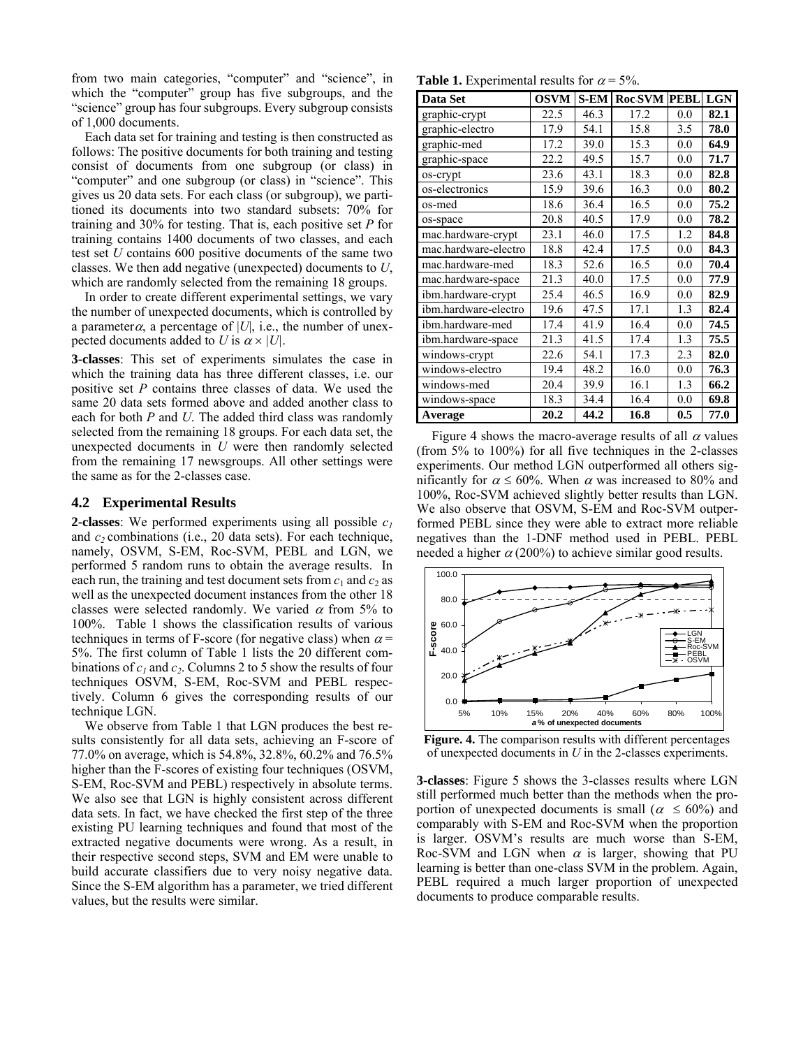from two main categories, "computer" and "science", in which the "computer" group has five subgroups, and the "science" group has four subgroups. Every subgroup consists of 1,000 documents.

Each data set for training and testing is then constructed as follows: The positive documents for both training and testing consist of documents from one subgroup (or class) in "computer" and one subgroup (or class) in "science". This gives us 20 data sets. For each class (or subgroup), we partitioned its documents into two standard subsets: 70% for training and 30% for testing. That is, each positive set *P* for training contains 1400 documents of two classes, and each test set *U* contains 600 positive documents of the same two classes. We then add negative (unexpected) documents to *U*, which are randomly selected from the remaining 18 groups.

In order to create different experimental settings, we vary the number of unexpected documents, which is controlled by a parameter $\alpha$, a percentage of $|U|$, i.e., the number of unexpected documents added to *U* is $\alpha \times |U|$.

**3-classes**: This set of experiments simulates the case in which the training data has three different classes, i.e. our positive set *P* contains three classes of data. We used the same 20 data sets formed above and added another class to each for both *P* and *U*. The added third class was randomly selected from the remaining 18 groups. For each data set, the unexpected documents in *U* were then randomly selected from the remaining 17 newsgroups. All other settings were the same as for the 2-classes case.

### 4.2 Experimental Results

**2-classes**: We performed experiments using all possible $c_1$ and $c_2$ combinations (i.e., 20 data sets). For each technique, namely, OSVM, S-EM, Roc-SVM, PEBL and LGN, we performed 5 random runs to obtain the average results. In each run, the training and test document sets from $c_1$ and $c_2$ as well as the unexpected document instances from the other 18 classes were selected randomly. We varied $\alpha$ from 5% to 100%. Table 1 shows the classification results of various techniques in terms of F-score (for negative class) when $\alpha$ = 5%. The first column of Table 1 lists the 20 different combinations of $c_1$ and $c_2$. Columns 2 to 5 show the results of four techniques OSVM, S-EM, Roc-SVM and PEBL respectively. Column 6 gives the corresponding results of our technique LGN.

We observe from Table 1 that LGN produces the best results consistently for all data sets, achieving an F-score of 77.0% on average, which is 54.8%, 32.8%, 60.2% and 76.5% higher than the F-scores of existing four techniques (OSVM, S-EM, Roc-SVM and PEBL) respectively in absolute terms. We also see that LGN is highly consistent across different data sets. In fact, we have checked the first step of the three existing PU learning techniques and found that most of the extracted negative documents were wrong. As a result, in their respective second steps, SVM and EM were unable to build accurate classifiers due to very noisy negative data. Since the S-EM algorithm has a parameter, we tried different values, but the results were similar.

**Table 1.** Experimental results for $\alpha$ = 5%.

| Data Set | OSVM | S-EM | Roc-SVM | PEBL | LGN |
|---|---|---|---|---|---|
| graphic-crypt | 22.5 | 46.3 | 17.2 | 0.0 | **82.1** |
| graphic-electro | 17.9 | 54.1 | 15.8 | 3.5 | **78.0** |
| graphic-med | 17.2 | 39.0 | 15.3 | 0.0 | **64.9** |
| graphic-space | 22.2 | 49.5 | 15.7 | 0.0 | **71.7** |
| os-crypt | 23.6 | 43.1 | 18.3 | 0.0 | **82.8** |
| os-electronics | 15.9 | 39.6 | 16.3 | 0.0 | **80.2** |
| os-med | 18.6 | 36.4 | 16.5 | 0.0 | **75.2** |
| os-space | 20.8 | 40.5 | 17.9 | 0.0 | **78.2** |
| mac.hardware-crypt | 23.1 | 46.0 | 17.5 | 1.2 | **84.8** |
| mac.hardware-electro | 18.8 | 42.4 | 17.5 | 0.0 | **84.3** |
| mac.hardware-med | 18.3 | 52.6 | 16.5 | 0.0 | **70.4** |
| mac.hardware-space | 21.3 | 40.0 | 17.5 | 0.0 | **77.9** |
| ibm.hardware-crypt | 25.4 | 46.5 | 16.9 | 0.0 | **82.9** |
| ibm.hardware-electro | 19.6 | 47.5 | 17.1 | 1.3 | **82.4** |
| ibm.hardware-med | 17.4 | 41.9 | 16.4 | 0.0 | **74.5** |
| ibm.hardware-space | 21.3 | 41.5 | 17.4 | 1.3 | **75.5** |
| windows-crypt | 22.6 | 54.1 | 17.3 | 2.3 | **82.0** |
| windows-electro | 19.4 | 48.2 | 16.0 | 0.0 | **76.3** |
| windows-med | 20.4 | 39.9 | 16.1 | 1.3 | **66.2** |
| windows-space | 18.3 | 34.4 | 16.4 | 0.0 | **69.8** |
| **Average** | **20.2** | **44.2** | **16.8** | **0.5** | **77.0** |

Figure 4 shows the macro-average results of all $\alpha$ values (from 5% to 100%) for all five techniques in the 2-classes experiments. Our method LGN outperformed all others significantly for $\alpha \leq 60\%$. When $\alpha$ was increased to 80% and 100%, Roc-SVM achieved slightly better results than LGN. We also observe that OSVM, S-EM and Roc-SVM outperformed PEBL since they were able to extract more reliable negatives than the 1-DNF method used in PEBL. PEBL needed a higher $\alpha$ (200%) to achieve similar good results.

**Figure. 4.** The comparison results with different percentages of unexpected documents in *U* in the 2-classes experiments.

**3-classes**: Figure 5 shows the 3-classes results where LGN still performed much better than the methods when the proportion of unexpected documents is small ($\alpha \leq 60\%$) and comparably with S-EM and Roc-SVM when the proportion is larger. OSVM's results are much worse than S-EM, Roc-SVM and LGN when $\alpha$ is larger, showing that PU learning is better than one-class SVM in the problem. Again, PEBL required a much larger proportion of unexpected documents to produce comparable results.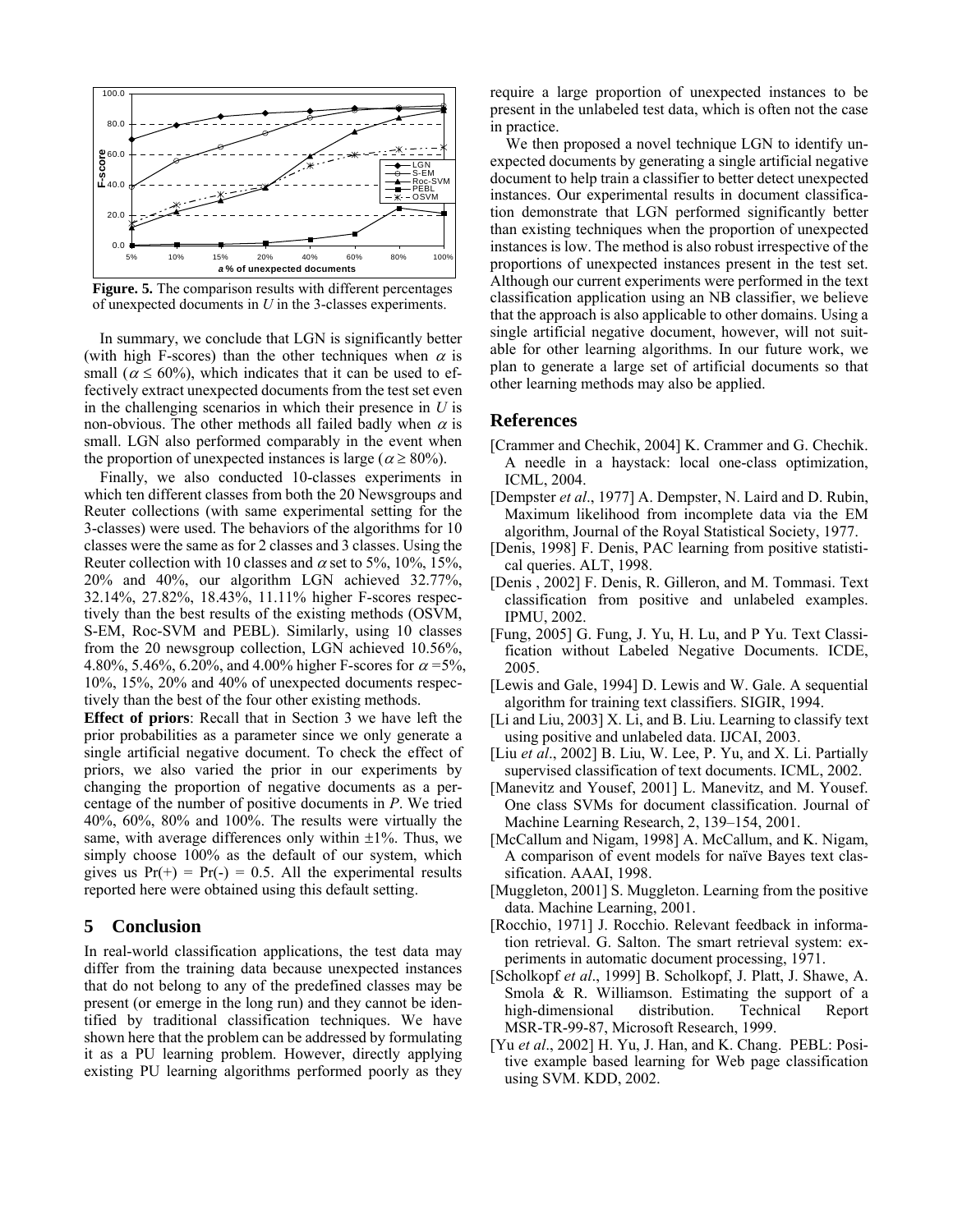100.0
80.0
60.0
40.0
20.0
0.0
F-score
5% 10% 15% 20% 40% 60% 80% 100%
*a* % of unexpected documents
LGN
S-EM
Roc-SVM
PEBL
OSVM

**Figure. 5.** The comparison results with different percentages of unexpected documents in *U* in the 3-classes experiments.

In summary, we conclude that LGN is significantly better (with high F-scores) than the other techniques when $\alpha$ is small ($\alpha \leq 60\%$), which indicates that it can be used to effectively extract unexpected documents from the test set even in the challenging scenarios in which their presence in *U* is non-obvious. The other methods all failed badly when $\alpha$ is small. LGN also performed comparably in the event when the proportion of unexpected instances is large ($\alpha \geq 80\%$).

Finally, we also conducted 10-classes experiments in which ten different classes from both the 20 Newsgroups and Reuter collections (with same experimental setting for the 3-classes) were used. The behaviors of the algorithms for 10 classes were the same as for 2 classes and 3 classes. Using the Reuter collection with 10 classes and $\alpha$ set to 5%, 10%, 15%, 20% and 40%, our algorithm LGN achieved 32.77%, 32.14%, 27.82%, 18.43%, 11.11% higher F-scores respectively than the best results of the existing methods (OSVM, S-EM, Roc-SVM and PEBL). Similarly, using 10 classes from the 20 newsgroup collection, LGN achieved 10.56%, 4.80%, 5.46%, 6.20%, and 4.00% higher F-scores for $\alpha$ =5%, 10%, 15%, 20% and 40% of unexpected documents respectively than the best of the four other existing methods.

**Effect of priors**: Recall that in Section 3 we have left the prior probabilities as a parameter since we only generate a single artificial negative document. To check the effect of priors, we also varied the prior in our experiments by changing the proportion of negative documents as a percentage of the number of positive documents in *P*. We tried 40%, 60%, 80% and 100%. The results were virtually the same, with average differences only within ±1%. Thus, we simply choose 100% as the default of our system, which gives us $\Pr(+) = \Pr(-) = 0.5$. All the experimental results reported here were obtained using this default setting.

## 5 Conclusion

In real-world classification applications, the test data may differ from the training data because unexpected instances that do not belong to any of the predefined classes may be present (or emerge in the long run) and they cannot be identified by traditional classification techniques. We have shown here that the problem can be addressed by formulating it as a PU learning problem. However, directly applying existing PU learning algorithms performed poorly as they require a large proportion of unexpected instances to be present in the unlabeled test data, which is often not the case in practice.

We then proposed a novel technique LGN to identify unexpected documents by generating a single artificial negative document to help train a classifier to better detect unexpected instances. Our experimental results in document classification demonstrate that LGN performed significantly better than existing techniques when the proportion of unexpected instances is low. The method is also robust irrespective of the proportions of unexpected instances present in the test set. Although our current experiments were performed in the text classification application using an NB classifier, we believe that the approach is also applicable to other domains. Using a single artificial negative document, however, will not suitable for other learning algorithms. In our future work, we plan to generate a large set of artificial documents so that other learning methods may also be applied.

## References

[Crammer and Chechik, 2004] K. Crammer and G. Chechik. A needle in a haystack: local one-class optimization, ICML, 2004.

[Dempster *et al*., 1977] A. Dempster, N. Laird and D. Rubin, Maximum likelihood from incomplete data via the EM algorithm, Journal of the Royal Statistical Society, 1977.

[Denis, 1998] F. Denis, PAC learning from positive statistical queries. ALT, 1998.

[Denis , 2002] F. Denis, R. Gilleron, and M. Tommasi. Text classification from positive and unlabeled examples. IPMU, 2002.

[Fung, 2005] G. Fung, J. Yu, H. Lu, and P Yu. Text Classification without Labeled Negative Documents. ICDE, 2005.

[Lewis and Gale, 1994] D. Lewis and W. Gale. A sequential algorithm for training text classifiers. SIGIR, 1994.

[Li and Liu, 2003] X. Li, and B. Liu. Learning to classify text using positive and unlabeled data. IJCAI, 2003.

[Liu *et al*., 2002] B. Liu, W. Lee, P. Yu, and X. Li. Partially supervised classification of text documents. ICML, 2002.

[Manevitz and Yousef, 2001] L. Manevitz, and M. Yousef. One class SVMs for document classification. Journal of Machine Learning Research, 2, 139–154, 2001.

[McCallum and Nigam, 1998] A. McCallum, and K. Nigam, A comparison of event models for naïve Bayes text classification. AAAI, 1998.

[Muggleton, 2001] S. Muggleton. Learning from the positive data. Machine Learning, 2001.

[Rocchio, 1971] J. Rocchio. Relevant feedback in information retrieval. G. Salton. The smart retrieval system: experiments in automatic document processing, 1971.

[Scholkopf *et al*., 1999] B. Scholkopf, J. Platt, J. Shawe, A. Smola & R. Williamson. Estimating the support of a high-dimensional distribution. Technical Report MSR-TR-99-87, Microsoft Research, 1999.

[Yu *et al*., 2002] H. Yu, J. Han, and K. Chang. PEBL: Positive example based learning for Web page classification using SVM. KDD, 2002.